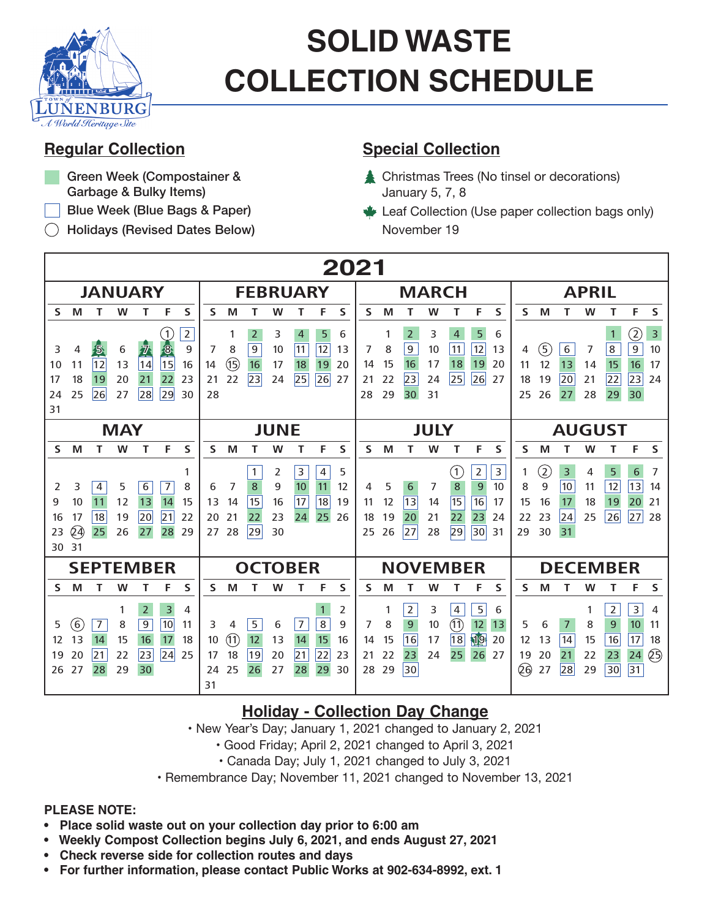# SOLID WASTE COLLECTION SCHEDULE

TOWN of LUNENBURG
A World Heritage Site

## Regular Collection

- Green Week (Compostainer & Garbage & Bulky Items)
- Blue Week (Blue Bags & Paper)
- Holidays (Revised Dates Below)

## Special Collection

- Christmas Trees (No tinsel or decorations) January 5, 7, 8
- Leaf Collection (Use paper collection bags only) November 19

## 2021

### JANUARY

| S | M | T | W | T | F | S |
|---|---|---|---|---|---|---|
| | | | | | 1 | 2 |
| 3 | 4 | 5 | 6 | 7 | 8 | 9 |
| 10 | 11 | 12 | 13 | 14 | 15 | 16 |
| 17 | 18 | 19 | 20 | 21 | 22 | 23 |
| 24 | 25 | 26 | 27 | 28 | 29 | 30 |
| 31 | | | | | | |

### FEBRUARY

| S | M | T | W | T | F | S |
|---|---|---|---|---|---|---|
| | 1 | 2 | 3 | 4 | 5 | 6 |
| 7 | 8 | 9 | 10 | 11 | 12 | 13 |
| 14 | 15 | 16 | 17 | 18 | 19 | 20 |
| 21 | 22 | 23 | 24 | 25 | 26 | 27 |
| 28 | | | | | | |

### MARCH

| S | M | T | W | T | F | S |
|---|---|---|---|---|---|---|
| | 1 | 2 | 3 | 4 | 5 | 6 |
| 7 | 8 | 9 | 10 | 11 | 12 | 13 |
| 14 | 15 | 16 | 17 | 18 | 19 | 20 |
| 21 | 22 | 23 | 24 | 25 | 26 | 27 |
| 28 | 29 | 30 | 31 | | | |

### APRIL

| S | M | T | W | T | F | S |
|---|---|---|---|---|---|---|
| | | | | 1 | 2 | 3 |
| 4 | 5 | 6 | 7 | 8 | 9 | 10 |
| 11 | 12 | 13 | 14 | 15 | 16 | 17 |
| 18 | 19 | 20 | 21 | 22 | 23 | 24 |
| 25 | 26 | 27 | 28 | 29 | 30 | |

### MAY

| S | M | T | W | T | F | S |
|---|---|---|---|---|---|---|
| | | | | | | 1 |
| 2 | 3 | 4 | 5 | 6 | 7 | 8 |
| 9 | 10 | 11 | 12 | 13 | 14 | 15 |
| 16 | 17 | 18 | 19 | 20 | 21 | 22 |
| 23 | 24 | 25 | 26 | 27 | 28 | 29 |
| 30 | 31 | | | | | |

### JUNE

| S | M | T | W | T | F | S |
|---|---|---|---|---|---|---|
| | | 1 | 2 | 3 | 4 | 5 |
| 6 | 7 | 8 | 9 | 10 | 11 | 12 |
| 13 | 14 | 15 | 16 | 17 | 18 | 19 |
| 20 | 21 | 22 | 23 | 24 | 25 | 26 |
| 27 | 28 | 29 | 30 | | | |

### JULY

| S | M | T | W | T | F | S |
|---|---|---|---|---|---|---|
| | | | | 1 | 2 | 3 |
| 4 | 5 | 6 | 7 | 8 | 9 | 10 |
| 11 | 12 | 13 | 14 | 15 | 16 | 17 |
| 18 | 19 | 20 | 21 | 22 | 23 | 24 |
| 25 | 26 | 27 | 28 | 29 | 30 | 31 |

### AUGUST

| S | M | T | W | T | F | S |
|---|---|---|---|---|---|---|
| 1 | 2 | 3 | 4 | 5 | 6 | 7 |
| 8 | 9 | 10 | 11 | 12 | 13 | 14 |
| 15 | 16 | 17 | 18 | 19 | 20 | 21 |
| 22 | 23 | 24 | 25 | 26 | 27 | 28 |
| 29 | 30 | 31 | | | | |

### SEPTEMBER

| S | M | T | W | T | F | S |
|---|---|---|---|---|---|---|
| | | | 1 | 2 | 3 | 4 |
| 5 | 6 | 7 | 8 | 9 | 10 | 11 |
| 12 | 13 | 14 | 15 | 16 | 17 | 18 |
| 19 | 20 | 21 | 22 | 23 | 24 | 25 |
| 26 | 27 | 28 | 29 | 30 | | |

### OCTOBER

| S | M | T | W | T | F | S |
|---|---|---|---|---|---|---|
| | | | | | 1 | 2 |
| 3 | 4 | 5 | 6 | 7 | 8 | 9 |
| 10 | 11 | 12 | 13 | 14 | 15 | 16 |
| 17 | 18 | 19 | 20 | 21 | 22 | 23 |
| 24 | 25 | 26 | 27 | 28 | 29 | 30 |
| 31 | | | | | | |

### NOVEMBER

| S | M | T | W | T | F | S |
|---|---|---|---|---|---|---|
| | 1 | 2 | 3 | 4 | 5 | 6 |
| 7 | 8 | 9 | 10 | 11 | 12 | 13 |
| 14 | 15 | 16 | 17 | 18 | 19 | 20 |
| 21 | 22 | 23 | 24 | 25 | 26 | 27 |
| 28 | 29 | 30 | | | | |

### DECEMBER

| S | M | T | W | T | F | S |
|---|---|---|---|---|---|---|
| | | | 1 | 2 | 3 | 4 |
| 5 | 6 | 7 | 8 | 9 | 10 | 11 |
| 12 | 13 | 14 | 15 | 16 | 17 | 18 |
| 19 | 20 | 21 | 22 | 23 | 24 | 25 |
| 26 | 27 | 28 | 29 | 30 | 31 | |

## Holiday - Collection Day Change

- New Year's Day; January 1, 2021 changed to January 2, 2021
- Good Friday; April 2, 2021 changed to April 3, 2021
- Canada Day; July 1, 2021 changed to July 3, 2021
- Remembrance Day; November 11, 2021 changed to November 13, 2021

**PLEASE NOTE:**

- **Place solid waste out on your collection day prior to 6:00 am**
- **Weekly Compost Collection begins July 6, 2021, and ends August 27, 2021**
- **Check reverse side for collection routes and days**
- **For further information, please contact Public Works at 902-634-8992, ext. 1**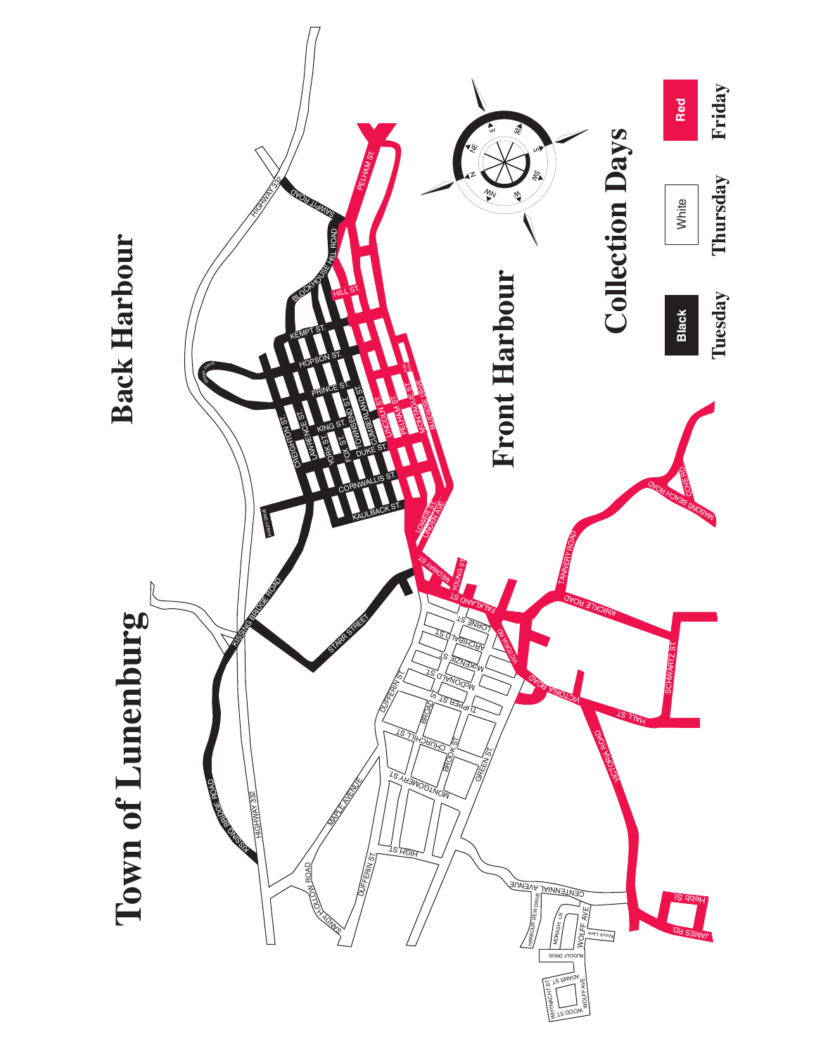# Town of Lunenburg

## Back Harbour

## Front Harbour

## Collection Days

Black — Tuesday

White — Thursday

Red — Friday

PELHAM ST.
HIGHWAY 332
SAWPIT ROAD
BLOCKHOUSE HILL ROAD
HILL ST.
KEMPT ST.
HOPSON ST.
PRINCE ST.
CREIGHTON ST.
LAWRENCE ST.
YORK ST.
KING ST.
FOX ST.
TOWNSEND ST.
CUMBERLAND ST.
LINCOLN ST.
PELHAM ST.
MONTAGUE ST.
BLUENOSE DRIVE
DUKE ST.
CORNWALLIS ST.
KAULBACK ST.
LOWER ST.
LINDSAY AVE.
KISSING BRIDGE ROAD
STARR STREET
MEDWAY ST.
YOUNG ST.
FALKLAND ST.
LORNE ST.
ARCHIBALD ST.
McKENZIE ST.
McDONALD ST.
VICTORIA ROAD
TANNERY ROAD
MASONS BEACH ROAD
COVE RD.
KNICKLE ROAD
SCHWARTZ ST.
HALL ST.
DUFFERIN ST.
BROAD ST.
TUPPER ST.
CHURCHILL ST.
BROOK ST.
GREEN ST.
MONTGOMERY ST.
MAPLE AVENUE
HIGH ST.
SANDY HOLLOW ROAD
CENTENNIAL AVENUE
HARBOUR VIEW DRIVE
MORASH LN
WOLFF AVE
Knock Lane
RUDOLF DRIVE
ADAMS ST.
WHYNACHT ST.
WOOD ST.
Hebb St.
JAMES RD.

N
NE
E
SE
S
SW
W
NW